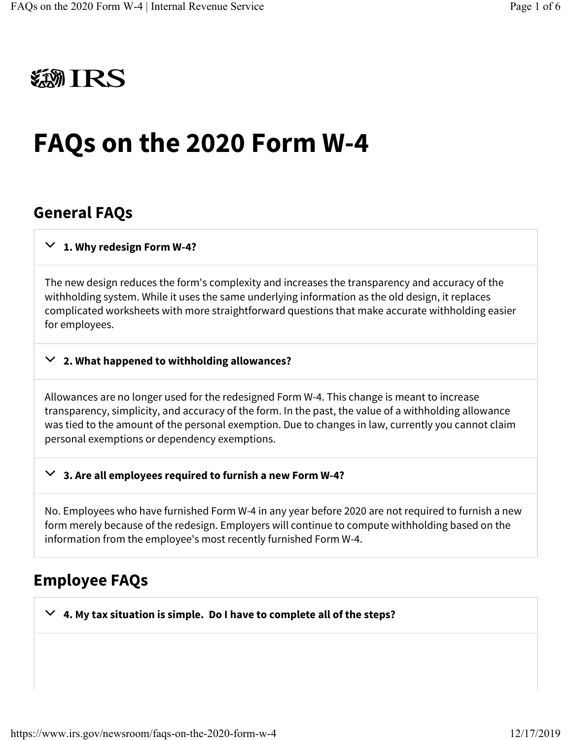# FAQs on the 2020 Form W-4

## General FAQs

### 1. Why redesign Form W-4?

The new design reduces the form's complexity and increases the transparency and accuracy of the withholding system. While it uses the same underlying information as the old design, it replaces complicated worksheets with more straightforward questions that make accurate withholding easier for employees.

### 2. What happened to withholding allowances?

Allowances are no longer used for the redesigned Form W-4. This change is meant to increase transparency, simplicity, and accuracy of the form. In the past, the value of a withholding allowance was tied to the amount of the personal exemption. Due to changes in law, currently you cannot claim personal exemptions or dependency exemptions.

### 3. Are all employees required to furnish a new Form W-4?

No. Employees who have furnished Form W-4 in any year before 2020 are not required to furnish a new form merely because of the redesign. Employers will continue to compute withholding based on the information from the employee's most recently furnished Form W-4.

## Employee FAQs

### 4. My tax situation is simple. Do I have to complete all of the steps?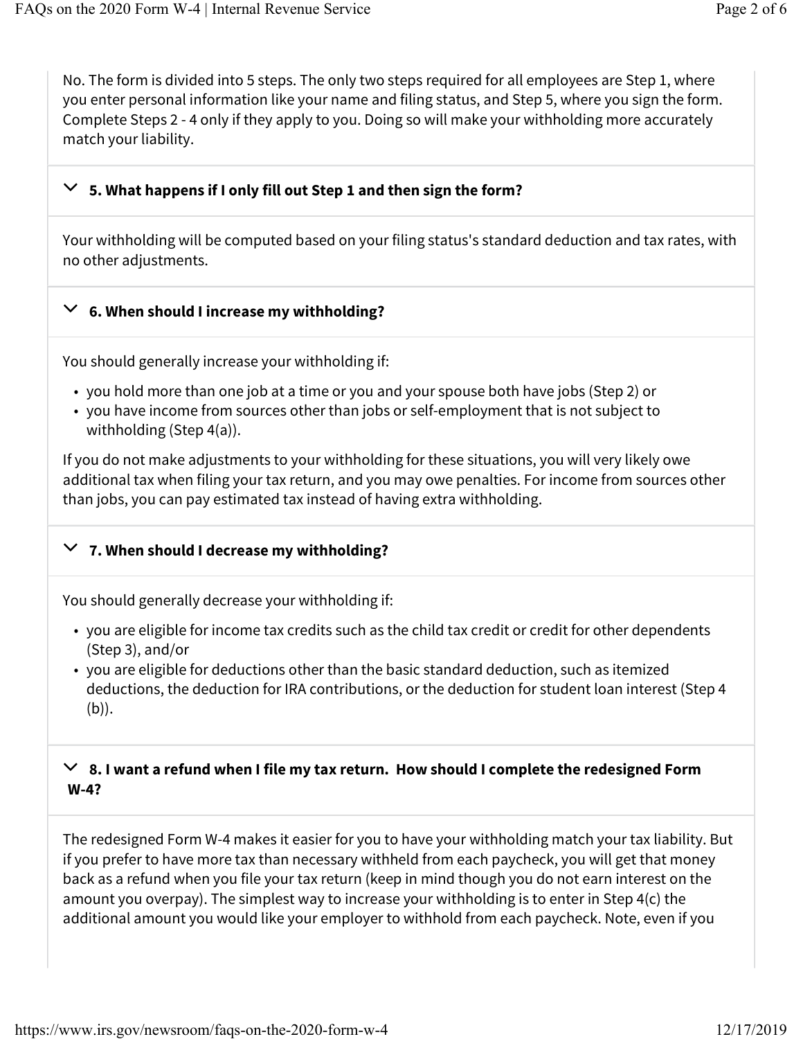No. The form is divided into 5 steps. The only two steps required for all employees are Step 1, where you enter personal information like your name and filing status, and Step 5, where you sign the form. Complete Steps 2 - 4 only if they apply to you. Doing so will make your withholding more accurately match your liability.

### 5. What happens if I only fill out Step 1 and then sign the form?

Your withholding will be computed based on your filing status's standard deduction and tax rates, with no other adjustments.

### 6. When should I increase my withholding?

You should generally increase your withholding if:

- you hold more than one job at a time or you and your spouse both have jobs (Step 2) or
- you have income from sources other than jobs or self-employment that is not subject to withholding (Step 4(a)).

If you do not make adjustments to your withholding for these situations, you will very likely owe additional tax when filing your tax return, and you may owe penalties. For income from sources other than jobs, you can pay estimated tax instead of having extra withholding.

### 7. When should I decrease my withholding?

You should generally decrease your withholding if:

- you are eligible for income tax credits such as the child tax credit or credit for other dependents (Step 3), and/or
- you are eligible for deductions other than the basic standard deduction, such as itemized deductions, the deduction for IRA contributions, or the deduction for student loan interest (Step 4 (b)).

### 8. I want a refund when I file my tax return. How should I complete the redesigned Form W-4?

The redesigned Form W-4 makes it easier for you to have your withholding match your tax liability. But if you prefer to have more tax than necessary withheld from each paycheck, you will get that money back as a refund when you file your tax return (keep in mind though you do not earn interest on the amount you overpay). The simplest way to increase your withholding is to enter in Step 4(c) the additional amount you would like your employer to withhold from each paycheck. Note, even if you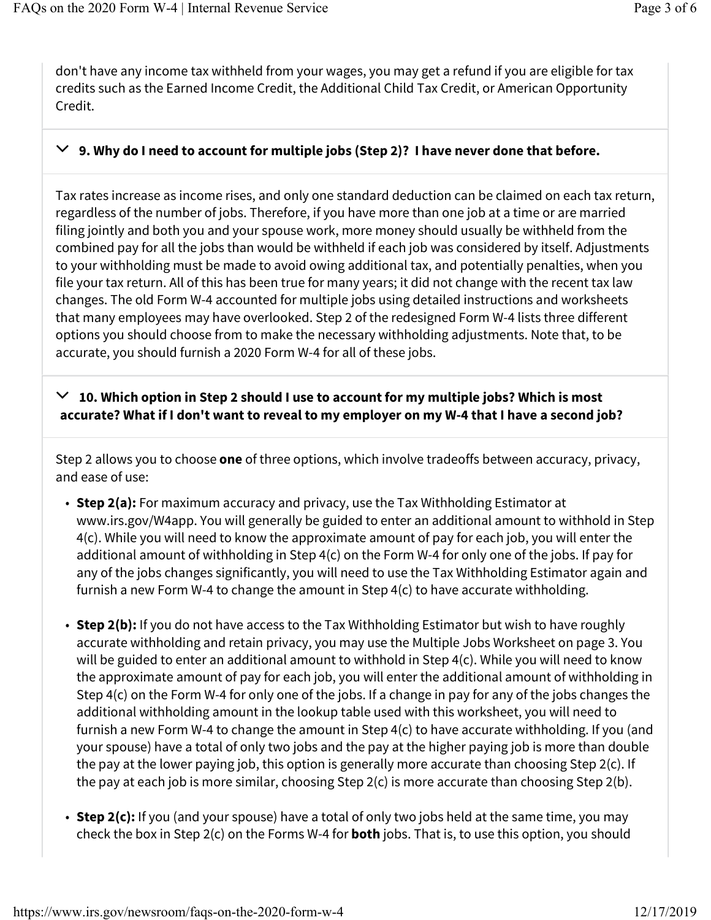don't have any income tax withheld from your wages, you may get a refund if you are eligible for tax credits such as the Earned Income Credit, the Additional Child Tax Credit, or American Opportunity Credit.

### 9. Why do I need to account for multiple jobs (Step 2)? I have never done that before.

Tax rates increase as income rises, and only one standard deduction can be claimed on each tax return, regardless of the number of jobs. Therefore, if you have more than one job at a time or are married filing jointly and both you and your spouse work, more money should usually be withheld from the combined pay for all the jobs than would be withheld if each job was considered by itself. Adjustments to your withholding must be made to avoid owing additional tax, and potentially penalties, when you file your tax return. All of this has been true for many years; it did not change with the recent tax law changes. The old Form W-4 accounted for multiple jobs using detailed instructions and worksheets that many employees may have overlooked. Step 2 of the redesigned Form W-4 lists three different options you should choose from to make the necessary withholding adjustments. Note that, to be accurate, you should furnish a 2020 Form W-4 for all of these jobs.

### 10. Which option in Step 2 should I use to account for my multiple jobs? Which is most accurate? What if I don't want to reveal to my employer on my W-4 that I have a second job?

Step 2 allows you to choose **one** of three options, which involve tradeoffs between accuracy, privacy, and ease of use:

- **Step 2(a):** For maximum accuracy and privacy, use the Tax Withholding Estimator at www.irs.gov/W4app. You will generally be guided to enter an additional amount to withhold in Step 4(c). While you will need to know the approximate amount of pay for each job, you will enter the additional amount of withholding in Step 4(c) on the Form W-4 for only one of the jobs. If pay for any of the jobs changes significantly, you will need to use the Tax Withholding Estimator again and furnish a new Form W-4 to change the amount in Step 4(c) to have accurate withholding.

- **Step 2(b):** If you do not have access to the Tax Withholding Estimator but wish to have roughly accurate withholding and retain privacy, you may use the Multiple Jobs Worksheet on page 3. You will be guided to enter an additional amount to withhold in Step 4(c). While you will need to know the approximate amount of pay for each job, you will enter the additional amount of withholding in Step 4(c) on the Form W-4 for only one of the jobs. If a change in pay for any of the jobs changes the additional withholding amount in the lookup table used with this worksheet, you will need to furnish a new Form W-4 to change the amount in Step 4(c) to have accurate withholding. If you (and your spouse) have a total of only two jobs and the pay at the higher paying job is more than double the pay at the lower paying job, this option is generally more accurate than choosing Step 2(c). If the pay at each job is more similar, choosing Step 2(c) is more accurate than choosing Step 2(b).

- **Step 2(c):** If you (and your spouse) have a total of only two jobs held at the same time, you may check the box in Step 2(c) on the Forms W-4 for **both** jobs. That is, to use this option, you should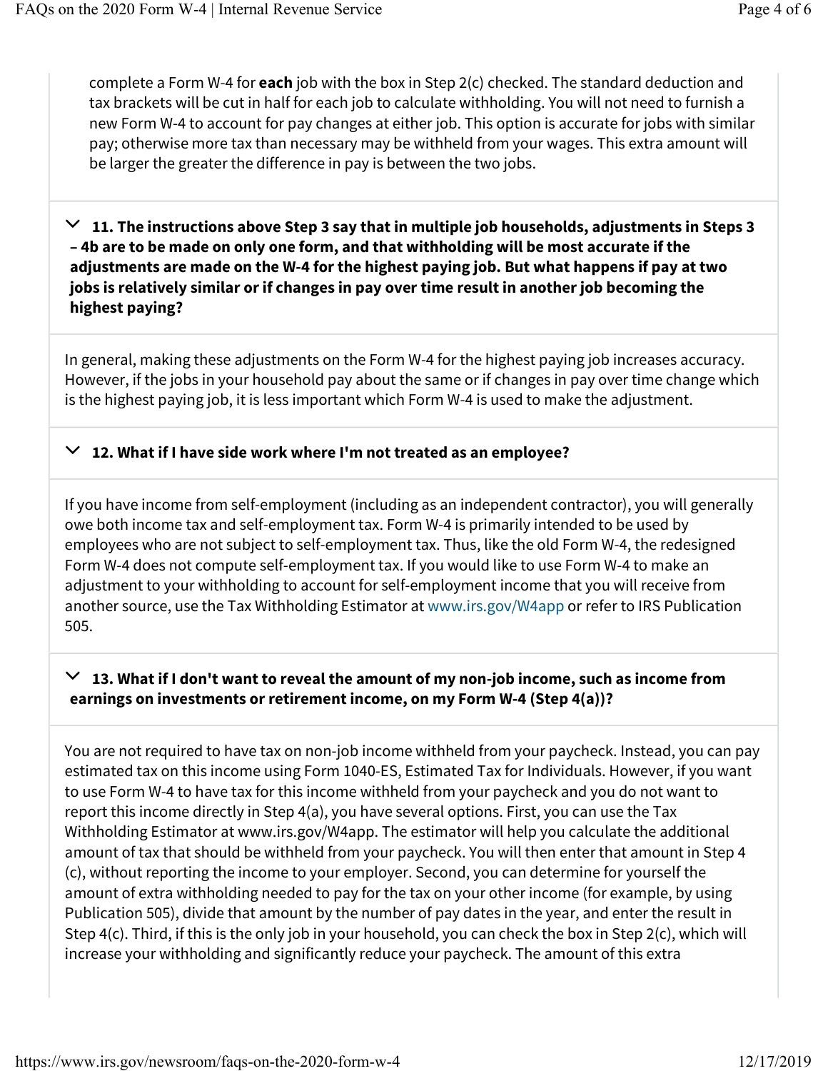complete a Form W-4 for **each** job with the box in Step 2(c) checked. The standard deduction and tax brackets will be cut in half for each job to calculate withholding. You will not need to furnish a new Form W-4 to account for pay changes at either job. This option is accurate for jobs with similar pay; otherwise more tax than necessary may be withheld from your wages. This extra amount will be larger the greater the difference in pay is between the two jobs.

### 11. The instructions above Step 3 say that in multiple job households, adjustments in Steps 3 – 4b are to be made on only one form, and that withholding will be most accurate if the adjustments are made on the W-4 for the highest paying job. But what happens if pay at two jobs is relatively similar or if changes in pay over time result in another job becoming the highest paying?

In general, making these adjustments on the Form W-4 for the highest paying job increases accuracy. However, if the jobs in your household pay about the same or if changes in pay over time change which is the highest paying job, it is less important which Form W-4 is used to make the adjustment.

### 12. What if I have side work where I'm not treated as an employee?

If you have income from self-employment (including as an independent contractor), you will generally owe both income tax and self-employment tax. Form W-4 is primarily intended to be used by employees who are not subject to self-employment tax. Thus, like the old Form W-4, the redesigned Form W-4 does not compute self-employment tax. If you would like to use Form W-4 to make an adjustment to your withholding to account for self-employment income that you will receive from another source, use the Tax Withholding Estimator at www.irs.gov/W4app or refer to IRS Publication 505.

### 13. What if I don't want to reveal the amount of my non-job income, such as income from earnings on investments or retirement income, on my Form W-4 (Step 4(a))?

You are not required to have tax on non-job income withheld from your paycheck. Instead, you can pay estimated tax on this income using Form 1040-ES, Estimated Tax for Individuals. However, if you want to use Form W-4 to have tax for this income withheld from your paycheck and you do not want to report this income directly in Step 4(a), you have several options. First, you can use the Tax Withholding Estimator at www.irs.gov/W4app. The estimator will help you calculate the additional amount of tax that should be withheld from your paycheck. You will then enter that amount in Step 4(c), without reporting the income to your employer. Second, you can determine for yourself the amount of extra withholding needed to pay for the tax on your other income (for example, by using Publication 505), divide that amount by the number of pay dates in the year, and enter the result in Step 4(c). Third, if this is the only job in your household, you can check the box in Step 2(c), which will increase your withholding and significantly reduce your paycheck. The amount of this extra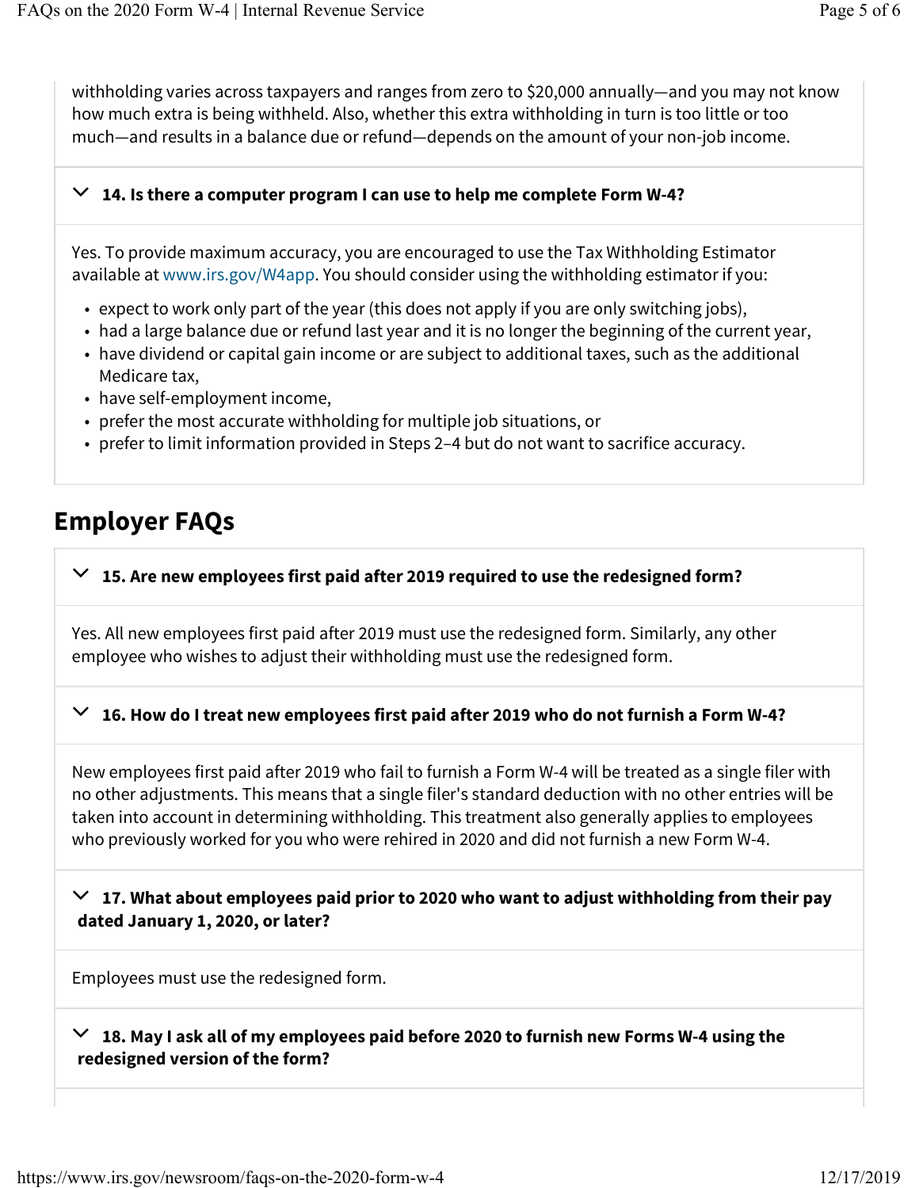withholding varies across taxpayers and ranges from zero to $20,000 annually—and you may not know how much extra is being withheld. Also, whether this extra withholding in turn is too little or too much—and results in a balance due or refund—depends on the amount of your non-job income.

### 14. Is there a computer program I can use to help me complete Form W-4?

Yes. To provide maximum accuracy, you are encouraged to use the Tax Withholding Estimator available at www.irs.gov/W4app. You should consider using the withholding estimator if you:

- expect to work only part of the year (this does not apply if you are only switching jobs),
- had a large balance due or refund last year and it is no longer the beginning of the current year,
- have dividend or capital gain income or are subject to additional taxes, such as the additional Medicare tax,
- have self-employment income,
- prefer the most accurate withholding for multiple job situations, or
- prefer to limit information provided in Steps 2–4 but do not want to sacrifice accuracy.

## Employer FAQs

### 15. Are new employees first paid after 2019 required to use the redesigned form?

Yes. All new employees first paid after 2019 must use the redesigned form. Similarly, any other employee who wishes to adjust their withholding must use the redesigned form.

### 16. How do I treat new employees first paid after 2019 who do not furnish a Form W-4?

New employees first paid after 2019 who fail to furnish a Form W-4 will be treated as a single filer with no other adjustments. This means that a single filer's standard deduction with no other entries will be taken into account in determining withholding. This treatment also generally applies to employees who previously worked for you who were rehired in 2020 and did not furnish a new Form W-4.

### 17. What about employees paid prior to 2020 who want to adjust withholding from their pay dated January 1, 2020, or later?

Employees must use the redesigned form.

### 18. May I ask all of my employees paid before 2020 to furnish new Forms W-4 using the redesigned version of the form?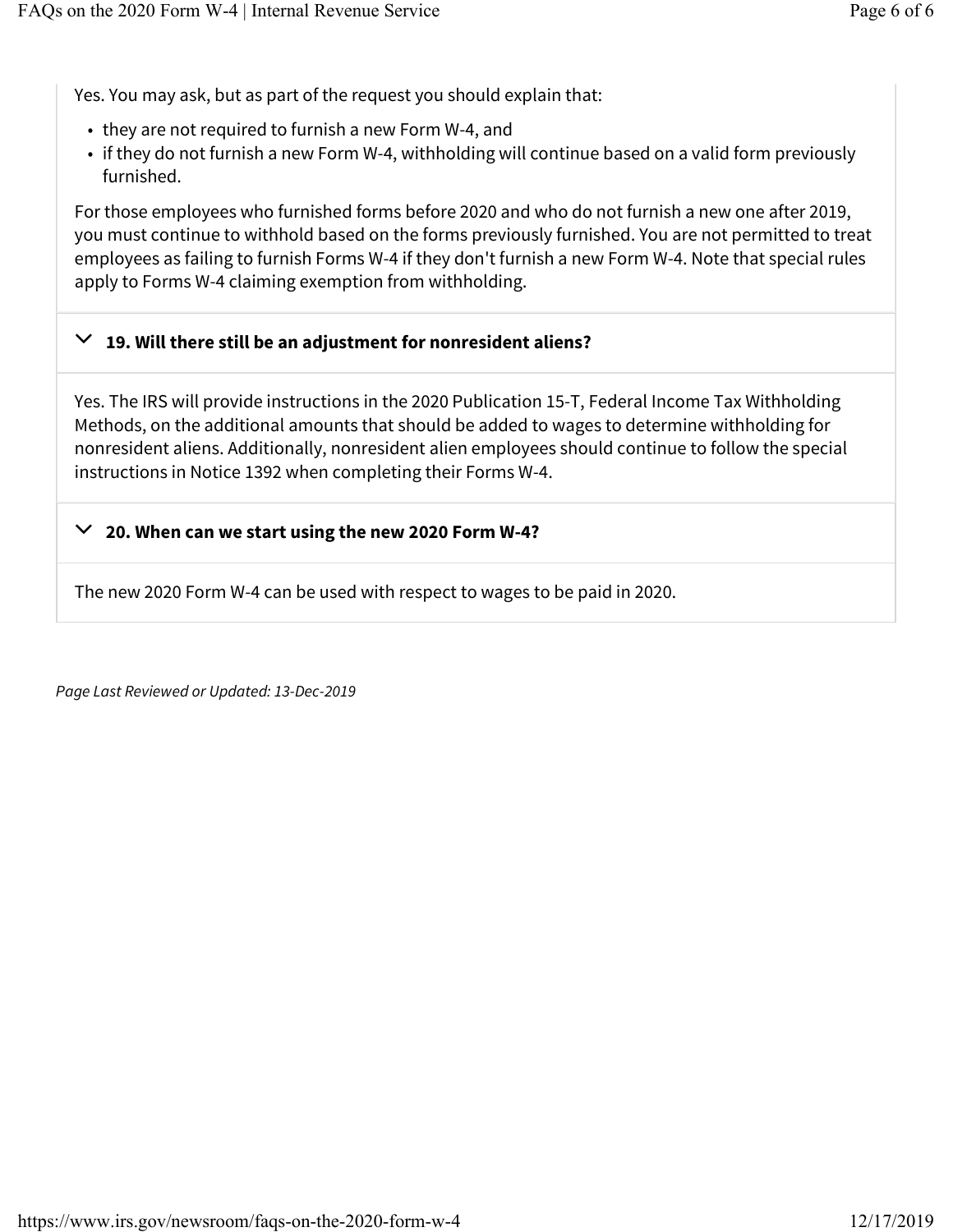Yes. You may ask, but as part of the request you should explain that:

- they are not required to furnish a new Form W-4, and
- if they do not furnish a new Form W-4, withholding will continue based on a valid form previously furnished.

For those employees who furnished forms before 2020 and who do not furnish a new one after 2019, you must continue to withhold based on the forms previously furnished. You are not permitted to treat employees as failing to furnish Forms W-4 if they don't furnish a new Form W-4. Note that special rules apply to Forms W-4 claiming exemption from withholding.

### 19. Will there still be an adjustment for nonresident aliens?

Yes. The IRS will provide instructions in the 2020 Publication 15-T, Federal Income Tax Withholding Methods, on the additional amounts that should be added to wages to determine withholding for nonresident aliens. Additionally, nonresident alien employees should continue to follow the special instructions in Notice 1392 when completing their Forms W-4.

### 20. When can we start using the new 2020 Form W-4?

The new 2020 Form W-4 can be used with respect to wages to be paid in 2020.

*Page Last Reviewed or Updated: 13-Dec-2019*